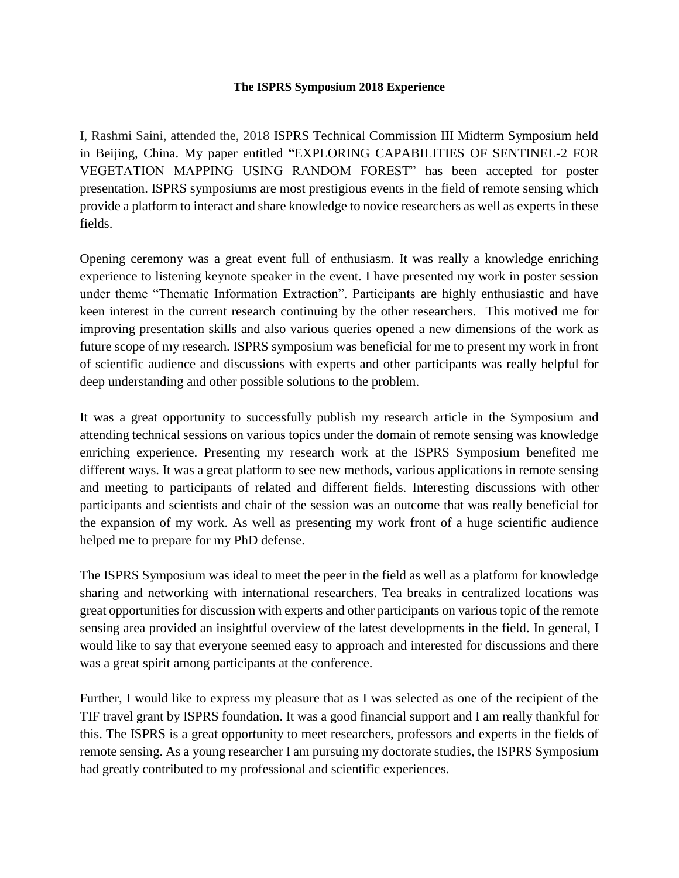**The ISPRS Symposium 2018 Experience**

I, Rashmi Saini, attended the, 2018 ISPRS Technical Commission III Midterm Symposium held in Beijing, China. My paper entitled "EXPLORING CAPABILITIES OF SENTINEL-2 FOR VEGETATION MAPPING USING RANDOM FOREST" has been accepted for poster presentation. ISPRS symposiums are most prestigious events in the field of remote sensing which provide a platform to interact and share knowledge to novice researchers as well as experts in these fields.

Opening ceremony was a great event full of enthusiasm. It was really a knowledge enriching experience to listening keynote speaker in the event. I have presented my work in poster session under theme "Thematic Information Extraction". Participants are highly enthusiastic and have keen interest in the current research continuing by the other researchers. This motived me for improving presentation skills and also various queries opened a new dimensions of the work as future scope of my research. ISPRS symposium was beneficial for me to present my work in front of scientific audience and discussions with experts and other participants was really helpful for deep understanding and other possible solutions to the problem.

It was a great opportunity to successfully publish my research article in the Symposium and attending technical sessions on various topics under the domain of remote sensing was knowledge enriching experience. Presenting my research work at the ISPRS Symposium benefited me different ways. It was a great platform to see new methods, various applications in remote sensing and meeting to participants of related and different fields. Interesting discussions with other participants and scientists and chair of the session was an outcome that was really beneficial for the expansion of my work. As well as presenting my work front of a huge scientific audience helped me to prepare for my PhD defense.

The ISPRS Symposium was ideal to meet the peer in the field as well as a platform for knowledge sharing and networking with international researchers. Tea breaks in centralized locations was great opportunities for discussion with experts and other participants on various topic of the remote sensing area provided an insightful overview of the latest developments in the field. In general, I would like to say that everyone seemed easy to approach and interested for discussions and there was a great spirit among participants at the conference.

Further, I would like to express my pleasure that as I was selected as one of the recipient of the TIF travel grant by ISPRS foundation. It was a good financial support and I am really thankful for this. The ISPRS is a great opportunity to meet researchers, professors and experts in the fields of remote sensing. As a young researcher I am pursuing my doctorate studies, the ISPRS Symposium had greatly contributed to my professional and scientific experiences.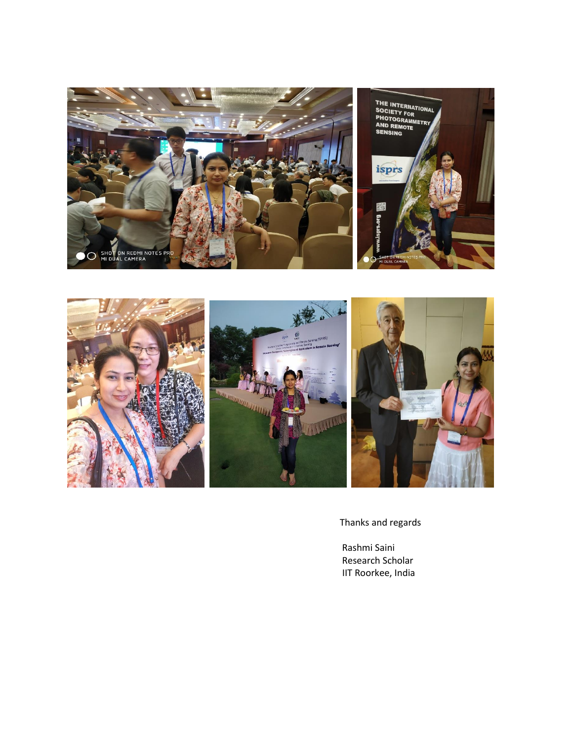Thanks and regards

Rashmi Saini  
Research Scholar  
IIT Roorkee, India